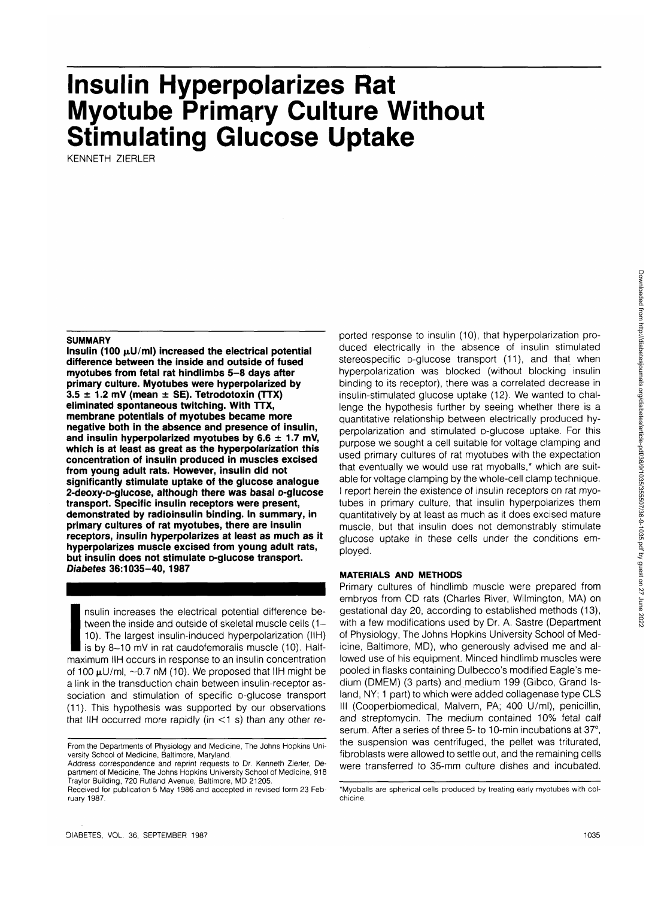# Insulin Hyperpolarizes Rat Myotube Primary Culture Without Stimulating Glucose Uptake

KENNETH ZIERLER

## SUMMARY

**Insulin (100 μU/ml) increased the electrical potential difference between the inside and outside of fused myotubes from fetal rat hindlimbs 5–8 days after primary culture. Myotubes were hyperpolarized by 3.5 ± 1.2 mV (mean ± SE). Tetrodotoxin (TTX) eliminated spontaneous twitching. With TTX, membrane potentials of myotubes became more negative both in the absence and presence of insulin, and insulin hyperpolarized myotubes by 6.6 ± 1.7 mV, which is at least as great as the hyperpolarization this concentration of insulin produced in muscles excised from young adult rats. However, insulin did not significantly stimulate uptake of the glucose analogue 2-deoxy-D-glucose, although there was basal D-glucose transport. Specific insulin receptors were present, demonstrated by radioinsulin binding. In summary, in primary cultures of rat myotubes, there are insulin receptors, insulin hyperpolarizes at least as much as it hyperpolarizes muscle excised from young adult rats, but insulin does not stimulate D-glucose transport. *Diabetes* 36:1035–40, 1987**

Insulin increases the electrical potential difference between the inside and outside of skeletal muscle cells (1–10). The largest insulin-induced hyperpolarization (IIH) is by 8–10 mV in rat caudofemoralis muscle (10). Half-maximum IIH occurs in response to an insulin concentration of 100 μU/ml, ~0.7 nM (10). We proposed that IIH might be a link in the transduction chain between insulin-receptor association and stimulation of specific D-glucose transport (11). This hypothesis was supported by our observations that IIH occurred more rapidly (in <1 s) than any other reported response to insulin (10), that hyperpolarization produced electrically in the absence of insulin stimulated stereospecific D-glucose transport (11), and that when hyperpolarization was blocked (without blocking insulin binding to its receptor), there was a correlated decrease in insulin-stimulated glucose uptake (12). We wanted to challenge the hypothesis further by seeing whether there is a quantitative relationship between electrically produced hyperpolarization and stimulated D-glucose uptake. For this purpose we sought a cell suitable for voltage clamping and used primary cultures of rat myotubes with the expectation that eventually we would use rat myoballs,* which are suitable for voltage clamping by the whole-cell clamp technique. I report herein the existence of insulin receptors on rat myotubes in primary culture, that insulin hyperpolarizes them quantitatively by at least as much as it does excised mature muscle, but that insulin does not demonstrably stimulate glucose uptake in these cells under the conditions employed.

## MATERIALS AND METHODS

Primary cultures of hindlimb muscle were prepared from embryos from CD rats (Charles River, Wilmington, MA) on gestational day 20, according to established methods (13), with a few modifications used by Dr. A. Sastre (Department of Physiology, The Johns Hopkins University School of Medicine, Baltimore, MD), who generously advised me and allowed use of his equipment. Minced hindlimb muscles were pooled in flasks containing Dulbecco's modified Eagle's medium (DMEM) (3 parts) and medium 199 (Gibco, Grand Island, NY; 1 part) to which were added collagenase type CLS III (Cooperbiomedical, Malvern, PA; 400 U/ml), penicillin, and streptomycin. The medium contained 10% fetal calf serum. After a series of three 5- to 10-min incubations at 37°, the suspension was centrifuged, the pellet was triturated, fibroblasts were allowed to settle out, and the remaining cells were transferred to 35-mm culture dishes and incubated.

\*Myoballs are spherical cells produced by treating early myotubes with colchicine.

From the Departments of Physiology and Medicine, The Johns Hopkins University School of Medicine, Baltimore, Maryland.

Address correspondence and reprint requests to Dr. Kenneth Zierler, Department of Medicine, The Johns Hopkins University School of Medicine, 918 Traylor Building, 720 Rutland Avenue, Baltimore, MD 21205.

Received for publication 5 May 1986 and accepted in revised form 23 February 1987.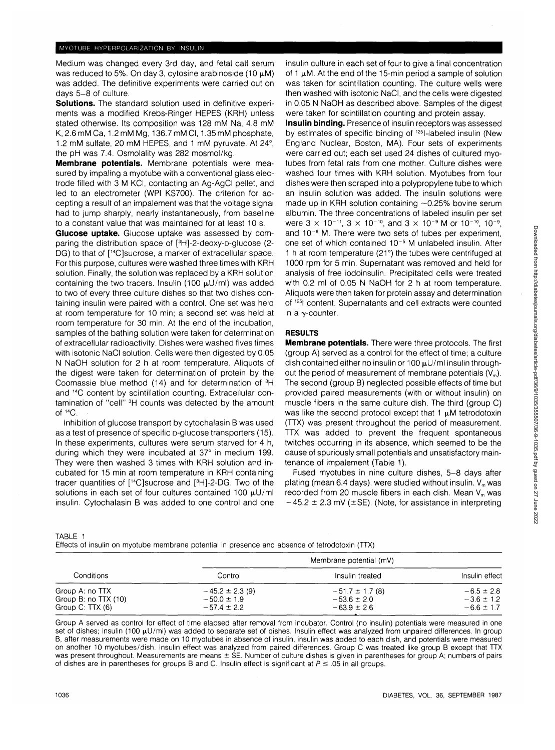Medium was changed every 3rd day, and fetal calf serum was reduced to 5%. On day 3, cytosine arabinoside (10 μM) was added. The definitive experiments were carried out on days 5–8 of culture.

**Solutions.** The standard solution used in definitive experiments was a modified Krebs-Ringer HEPES (KRH) unless stated otherwise. Its composition was 128 mM Na, 4.8 mM K, 2.6 mM Ca, 1.2 mM Mg, 136.7 mM Cl, 1.35 mM phosphate, 1.2 mM sulfate, 20 mM HEPES, and 1 mM pyruvate. At 24°, the pH was 7.4. Osmolality was 282 mosmol/kg.

**Membrane potentials.** Membrane potentials were measured by impaling a myotube with a conventional glass electrode filled with 3 M KCl, contacting an Ag-AgCl pellet, and led to an electrometer (WPI KS700). The criterion for accepting a result of an impalement was that the voltage signal had to jump sharply, nearly instantaneously, from baseline to a constant value that was maintained for at least 10 s.

**Glucose uptake.** Glucose uptake was assessed by comparing the distribution space of [$^3$H]-2-deoxy-D-glucose (2-DG) to that of [$^{14}$C]sucrose, a marker of extracellular space. For this purpose, cultures were washed three times with KRH solution. Finally, the solution was replaced by a KRH solution containing the two tracers. Insulin (100 μU/ml) was added to two of every three culture dishes so that two dishes containing insulin were paired with a control. One set was held at room temperature for 10 min; a second set was held at room temperature for 30 min. At the end of the incubation, samples of the bathing solution were taken for determination of extracellular radioactivity. Dishes were washed fives times with isotonic NaCl solution. Cells were then digested by 0.05 N NaOH solution for 2 h at room temperature. Aliquots of the digest were taken for determination of protein by the Coomassie blue method (14) and for determination of $^3$H and $^{14}$C content by scintillation counting. Extracellular contamination of "cell" $^3$H counts was detected by the amount of $^{14}$C.

Inhibition of glucose transport by cytochalasin B was used as a test of presence of specific D-glucose transporters (15). In these experiments, cultures were serum starved for 4 h, during which they were incubated at 37° in medium 199. They were then washed 3 times with KRH solution and incubated for 15 min at room temperature in KRH containing tracer quantities of [$^{14}$C]sucrose and [$^3$H]-2-DG. Two of the solutions in each set of four cultures contained 100 μU/ml insulin. Cytochalasin B was added to one control and one insulin culture in each set of four to give a final concentration of 1 μM. At the end of the 15-min period a sample of solution was taken for scintillation counting. The culture wells were then washed with isotonic NaCl, and the cells were digested in 0.05 N NaOH as described above. Samples of the digest were taken for scintillation counting and protein assay.

**Insulin binding.** Presence of insulin receptors was assessed by estimates of specific binding of $^{125}$I-labeled insulin (New England Nuclear, Boston, MA). Four sets of experiments were carried out; each set used 24 dishes of cultured myotubes from fetal rats from one mother. Culture dishes were washed four times with KRH solution. Myotubes from four dishes were then scraped into a polypropylene tube to which an insulin solution was added. The insulin solutions were made up in KRH solution containing ~0.25% bovine serum albumin. The three concentrations of labeled insulin per set were $3 \times 10^{-11}$, $3 \times 10^{-10}$, and $3 \times 10^{-9}$ M or $10^{-10}$, $10^{-9}$, and $10^{-8}$ M. There were two sets of tubes per experiment, one set of which contained $10^{-5}$ M unlabeled insulin. After 1 h at room temperature (21°) the tubes were centrifuged at 1000 rpm for 5 min. Supernatant was removed and held for analysis of free iodoinsulin. Precipitated cells were treated with 0.2 ml of 0.05 N NaOH for 2 h at room temperature. Aliquots were then taken for protein assay and determination of $^{125}$I content. Supernatants and cell extracts were counted in a γ-counter.

## RESULTS

**Membrane potentials.** There were three protocols. The first (group A) served as a control for the effect of time; a culture dish contained either no insulin or 100 μU/ml insulin throughout the period of measurement of membrane potentials ($V_m$). The second (group B) neglected possible effects of time but provided paired measurements (with or without insulin) on muscle fibers in the same culture dish. The third (group C) was like the second protocol except that 1 μM tetrodotoxin (TTX) was present throughout the period of measurement. TTX was added to prevent the frequent spontaneous twitches occurring in its absence, which seemed to be the cause of spuriously small potentials and unsatisfactory maintenance of impalement (Table 1).

Fused myotubes in nine culture dishes, 5–8 days after plating (mean 6.4 days), were studied without insulin. $V_m$ was recorded from 20 muscle fibers in each dish. Mean $V_m$ was −45.2 ± 2.3 mV (±SE). (Note, for assistance in interpreting

TABLE 1
Effects of insulin on myotube membrane potential in presence and absence of tetrodotoxin (TTX)

| Conditions | Membrane potential (mV) | | |
|---|---|---|---|
| | Control | Insulin treated | Insulin effect |
| Group A: no TTX | −45.2 ± 2.3 (9) | −51.7 ± 1.7 (8) | −6.5 ± 2.8 |
| Group B: no TTX (10) | −50.0 ± 1.9 | −53.6 ± 2.0 | −3.6 ± 1.2 |
| Group C: TTX (6) | −57.4 ± 2.2 | −63.9 ± 2.6 | −6.6 ± 1.7 |

Group A served as control for effect of time elapsed after removal from incubator. Control (no insulin) potentials were measured in one set of dishes; insulin (100 μU/ml) was added to separate set of dishes. Insulin effect was analyzed from unpaired differences. In group B, after measurements were made on 10 myotubes in absence of insulin, insulin was added to each dish, and potentials were measured on another 10 myotubes/dish. Insulin effect was analyzed from paired differences. Group C was treated like group B except that TTX was present throughout. Measurements are means ± SE. Number of culture dishes is given in parentheses for group A; numbers of pairs of dishes are in parentheses for groups B and C. Insulin effect is significant at $P \leq .05$ in all groups.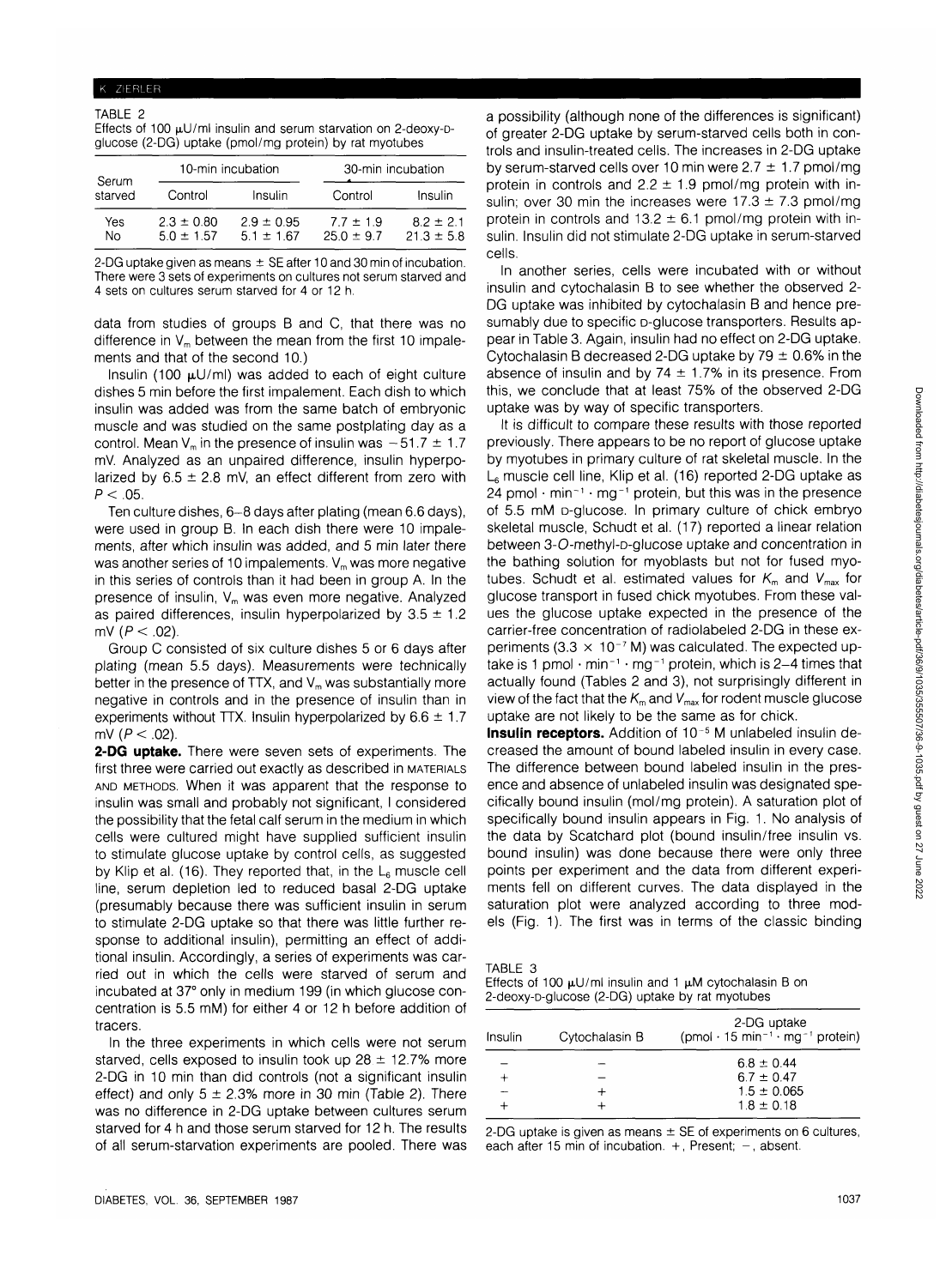TABLE 2

Effects of 100 μU/ml insulin and serum starvation on 2-deoxy-D-glucose (2-DG) uptake (pmol/mg protein) by rat myotubes

| Serum starved | 10-min incubation | | 30-min incubation | |
|---|---|---|---|---|
| | Control | Insulin | Control | Insulin |
| Yes | 2.3 ± 0.80 | 2.9 ± 0.95 | 7.7 ± 1.9 | 8.2 ± 2.1 |
| No | 5.0 ± 1.57 | 5.1 ± 1.67 | 25.0 ± 9.7 | 21.3 ± 5.8 |

2-DG uptake given as means ± SE after 10 and 30 min of incubation. There were 3 sets of experiments on cultures not serum starved and 4 sets on cultures serum starved for 4 or 12 h.

data from studies of groups B and C, that there was no difference in $V_m$ between the mean from the first 10 impalements and that of the second 10.)

Insulin (100 μU/ml) was added to each of eight culture dishes 5 min before the first impalement. Each dish to which insulin was added was from the same batch of embryonic muscle and was studied on the same postplating day as a control. Mean $V_m$ in the presence of insulin was −51.7 ± 1.7 mV. Analyzed as an unpaired difference, insulin hyperpolarized by 6.5 ± 2.8 mV, an effect different from zero with $P < .05$.

Ten culture dishes, 6–8 days after plating (mean 6.6 days), were used in group B. In each dish there were 10 impalements, after which insulin was added, and 5 min later there was another series of 10 impalements. $V_m$ was more negative in this series of controls than it had been in group A. In the presence of insulin, $V_m$ was even more negative. Analyzed as paired differences, insulin hyperpolarized by 3.5 ± 1.2 mV ($P < .02$).

Group C consisted of six culture dishes 5 or 6 days after plating (mean 5.5 days). Measurements were technically better in the presence of TTX, and $V_m$ was substantially more negative in controls and in the presence of insulin than in experiments without TTX. Insulin hyperpolarized by 6.6 ± 1.7 mV ($P < .02$).

**2-DG uptake.** There were seven sets of experiments. The first three were carried out exactly as described in MATERIALS AND METHODS. When it was apparent that the response to insulin was small and probably not significant, I considered the possibility that the fetal calf serum in the medium in which cells were cultured might have supplied sufficient insulin to stimulate glucose uptake by control cells, as suggested by Klip et al. (16). They reported that, in the $L_6$ muscle cell line, serum depletion led to reduced basal 2-DG uptake (presumably because there was sufficient insulin in serum to stimulate 2-DG uptake so that there was little further response to additional insulin), permitting an effect of additional insulin. Accordingly, a series of experiments was carried out in which the cells were starved of serum and incubated at 37° only in medium 199 (in which glucose concentration is 5.5 mM) for either 4 or 12 h before addition of tracers.

In the three experiments in which cells were not serum starved, cells exposed to insulin took up 28 ± 12.7% more 2-DG in 10 min than did controls (not a significant insulin effect) and only 5 ± 2.3% more in 30 min (Table 2). There was no difference in 2-DG uptake between cultures serum starved for 4 h and those serum starved for 12 h. The results of all serum-starvation experiments are pooled. There was a possibility (although none of the differences is significant) of greater 2-DG uptake by serum-starved cells both in controls and insulin-treated cells. The increases in 2-DG uptake by serum-starved cells over 10 min were 2.7 ± 1.7 pmol/mg protein in controls and 2.2 ± 1.9 pmol/mg protein with insulin; over 30 min the increases were 17.3 ± 7.3 pmol/mg protein in controls and 13.2 ± 6.1 pmol/mg protein with insulin. Insulin did not stimulate 2-DG uptake in serum-starved cells.

In another series, cells were incubated with or without insulin and cytochalasin B to see whether the observed 2-DG uptake was inhibited by cytochalasin B and hence presumably due to specific D-glucose transporters. Results appear in Table 3. Again, insulin had no effect on 2-DG uptake. Cytochalasin B decreased 2-DG uptake by 79 ± 0.6% in the absence of insulin and by 74 ± 1.7% in its presence. From this, we conclude that at least 75% of the observed 2-DG uptake was by way of specific transporters.

It is difficult to compare these results with those reported previously. There appears to be no report of glucose uptake by myotubes in primary culture of rat skeletal muscle. In the $L_6$ muscle cell line, Klip et al. (16) reported 2-DG uptake as 24 pmol · $min^{-1}$ · $mg^{-1}$ protein, but this was in the presence of 5.5 mM D-glucose. In primary culture of chick embryo skeletal muscle, Schudt et al. (17) reported a linear relation between 3-O-methyl-D-glucose uptake and concentration in the bathing solution for myoblasts but not for fused myotubes. Schudt et al. estimated values for $K_m$ and $V_{max}$ for glucose transport in fused chick myotubes. From these values the glucose uptake expected in the presence of the carrier-free concentration of radiolabeled 2-DG in these experiments ($3.3 \times 10^{-7}$ M) was calculated. The expected uptake is 1 pmol · $min^{-1}$ · $mg^{-1}$ protein, which is 2–4 times that actually found (Tables 2 and 3), not surprisingly different in view of the fact that the $K_m$ and $V_{max}$ for rodent muscle glucose uptake are not likely to be the same as for chick.

**Insulin receptors.** Addition of $10^{-5}$ M unlabeled insulin decreased the amount of bound labeled insulin in every case. The difference between bound labeled insulin in the presence and absence of unlabeled insulin was designated specifically bound insulin (mol/mg protein). A saturation plot of specifically bound insulin appears in Fig. 1. No analysis of the data by Scatchard plot (bound insulin/free insulin vs. bound insulin) was done because there were only three points per experiment and the data from different experiments fell on different curves. The data displayed in the saturation plot were analyzed according to three models (Fig. 1). The first was in terms of the classic binding

TABLE 3

Effects of 100 μU/ml insulin and 1 μM cytochalasin B on 2-deoxy-D-glucose (2-DG) uptake by rat myotubes

| Insulin | Cytochalasin B | 2-DG uptake (pmol · 15 $min^{-1}$ · $mg^{-1}$ protein) |
|---|---|---|
| − | − | 6.8 ± 0.44 |
| + | − | 6.7 ± 0.47 |
| − | + | 1.5 ± 0.065 |
| + | + | 1.8 ± 0.18 |

2-DG uptake is given as means ± SE of experiments on 6 cultures, each after 15 min of incubation. +, Present; −, absent.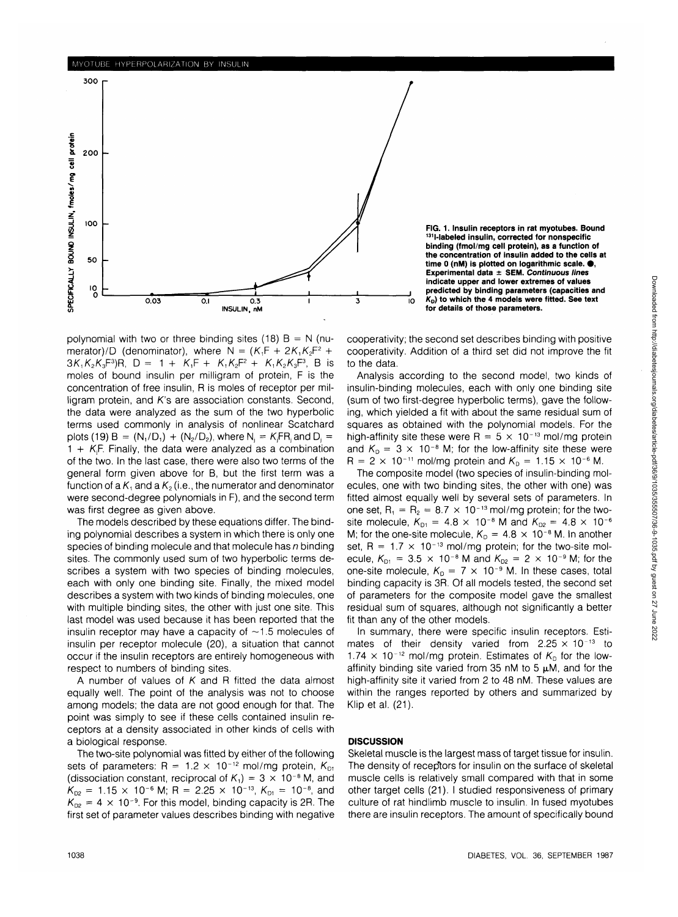300

200

100

50

10
0

SPECIFICALLY BOUND INSULIN, fmoles/mg cell protein

0.03 0.1 0.3 1 3 10

INSULIN, nM

**FIG. 1. Insulin receptors in rat myotubes. Bound $^{131}$I-labeled insulin, corrected for nonspecific binding (fmol/mg cell protein), as a function of the concentration of insulin added to the cells at time 0 (nM) is plotted on logarithmic scale. ●, Experimental data ± SEM. *Continuous lines* indicate upper and lower extremes of values predicted by binding parameters (capacities and $K_D$) to which the 4 models were fitted. See text for details of those parameters.**

polynomial with two or three binding sites (18) B = N (numerator)/D (denominator), where $N = (K_1F + 2K_1K_2F^2 + 3K_1K_2K_3F^3)R$, $D = 1 + K_1F + K_1K_2F^2 + K_1K_2K_3F^3$, B is moles of bound insulin per milligram of protein, F is the concentration of free insulin, R is moles of receptor per milligram protein, and K's are association constants. Second, the data were analyzed as the sum of the two hyperbolic terms used commonly in analysis of nonlinear Scatchard plots (19) $B = (N_1/D_1) + (N_2/D_2)$, where $N_i = K_iFR_i$ and $D_i = 1 + K_iF$. Finally, the data were analyzed as a combination of the two. In the last case, there were also two terms of the general form given above for B, but the first term was a function of a $K_1$ and a $K_2$ (i.e., the numerator and denominator were second-degree polynomials in F), and the second term was first degree as given above.

The models described by these equations differ. The binding polynomial describes a system in which there is only one species of binding molecule and that molecule has *n* binding sites. The commonly used sum of two hyperbolic terms describes a system with two species of binding molecules, each with only one binding site. Finally, the mixed model describes a system with two kinds of binding molecules, one with multiple binding sites, the other with just one site. This last model was used because it has been reported that the insulin receptor may have a capacity of ~1.5 molecules of insulin per receptor molecule (20), a situation that cannot occur if the insulin receptors are entirely homogeneous with respect to numbers of binding sites.

A number of values of K and R fitted the data almost equally well. The point of the analysis was not to choose among models; the data are not good enough for that. The point was simply to see if these cells contained insulin receptors at a density associated in other kinds of cells with a biological response.

The two-site polynomial was fitted by either of the following sets of parameters: $R = 1.2 \times 10^{-12}$ mol/mg protein, $K_{D1}$ (dissociation constant, reciprocal of $K_1$) = $3 \times 10^{-8}$ M, and $K_{D2} = 1.15 \times 10^{-6}$ M; $R = 2.25 \times 10^{-13}$, $K_{D1} = 10^{-8}$, and $K_{D2} = 4 \times 10^{-9}$. For this model, binding capacity is 2R. The first set of parameter values describes binding with negative cooperativity; the second set describes binding with positive cooperativity. Addition of a third set did not improve the fit to the data.

Analysis according to the second model, two kinds of insulin-binding molecules, each with only one binding site (sum of two first-degree hyperbolic terms), gave the following, which yielded a fit with about the same residual sum of squares as obtained with the polynomial models. For the high-affinity site these were $R = 5 \times 10^{-13}$ mol/mg protein and $K_D = 3 \times 10^{-8}$ M; for the low-affinity site these were $R = 2 \times 10^{-11}$ mol/mg protein and $K_D = 1.15 \times 10^{-6}$ M.

The composite model (two species of insulin-binding molecules, one with two binding sites, the other with one) was fitted almost equally well by several sets of parameters. In one set, $R_1 = R_2 = 8.7 \times 10^{-13}$ mol/mg protein; for the two-site molecule, $K_{D1} = 4.8 \times 10^{-8}$ M and $K_{D2} = 4.8 \times 10^{-6}$ M; for the one-site molecule, $K_D = 4.8 \times 10^{-8}$ M. In another set, $R = 1.7 \times 10^{-13}$ mol/mg protein; for the two-site molecule, $K_{D1} = 3.5 \times 10^{-8}$ M and $K_{D2} = 2 \times 10^{-9}$ M; for the one-site molecule, $K_D = 7 \times 10^{-9}$ M. In these cases, total binding capacity is 3R. Of all models tested, the second set of parameters for the composite model gave the smallest residual sum of squares, although not significantly a better fit than any of the other models.

In summary, there were specific insulin receptors. Estimates of their density varied from $2.25 \times 10^{-13}$ to $1.74 \times 10^{-12}$ mol/mg protein. Estimates of $K_D$ for the low-affinity binding site varied from 35 nM to 5 μM, and for the high-affinity site it varied from 2 to 48 nM. These values are within the ranges reported by others and summarized by Klip et al. (21).

## DISCUSSION

Skeletal muscle is the largest mass of target tissue for insulin. The density of receptors for insulin on the surface of skeletal muscle cells is relatively small compared with that in some other target cells (21). I studied responsiveness of primary culture of rat hindlimb muscle to insulin. In fused myotubes there are insulin receptors. The amount of specifically bound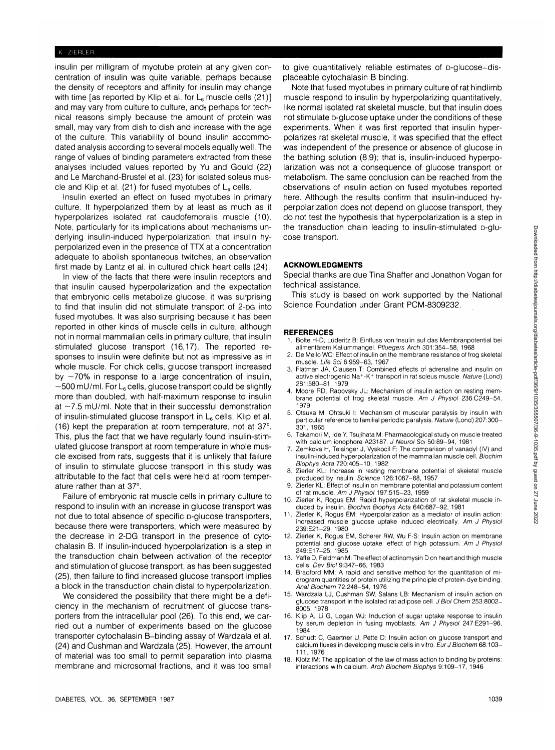insulin per milligram of myotube protein at any given concentration of insulin was quite variable, perhaps because the density of receptors and affinity for insulin may change with time [as reported by Klip et al. for $L_6$ muscle cells (21)] and may vary from culture to culture, and, perhaps for technical reasons simply because the amount of protein was small, may vary from dish to dish and increase with the age of the culture. This variability of bound insulin accommodated analysis according to several models equally well. The range of values of binding parameters extracted from these analyses included values reported by Yu and Gould (22) and Le Marchand-Brustel et al. (23) for isolated soleus muscle and Klip et al. (21) for fused myotubes of $L_6$ cells.

Insulin exerted an effect on fused myotubes in primary culture. It hyperpolarized them by at least as much as it hyperpolarizes isolated rat caudofemoralis muscle (10). Note, particularly for its implications about mechanisms underlying insulin-induced hyperpolarization, that insulin hyperpolarized even in the presence of TTX at a concentration adequate to abolish spontaneous twitches, an observation first made by Lantz et al. in cultured chick heart cells (24).

In view of the facts that there were insulin receptors and that insulin caused hyperpolarization and the expectation that embryonic cells metabolize glucose, it was surprising to find that insulin did not stimulate transport of 2-DG into fused myotubes. It was also surprising because it has been reported in other kinds of muscle cells in culture, although not in normal mammalian cells in primary culture, that insulin stimulated glucose transport (16,17). The reported responses to insulin were definite but not as impressive as in whole muscle. For chick cells, glucose transport increased by ~70% in response to a large concentration of insulin, ~500 mU/ml. For $L_6$ cells, glucose transport could be slightly more than doubled, with half-maximum response to insulin at ~7.5 mU/ml. Note that in their successful demonstration of insulin-stimulated glucose transport in $L_6$ cells, Klip et al. (16) kept the preparation at room temperature, not at 37°. This, plus the fact that we have regularly found insulin-stimulated glucose transport at room temperature in whole muscle excised from rats, suggests that it is unlikely that failure of insulin to stimulate glucose transport in this study was attributable to the fact that cells were held at room temperature rather than at 37°.

Failure of embryonic rat muscle cells in primary culture to respond to insulin with an increase in glucose transport was not due to total absence of specific D-glucose transporters, because there were transporters, which were measured by the decrease in 2-DG transport in the presence of cytochalasin B. If insulin-induced hyperpolarization is a step in the transduction chain between activation of the receptor and stimulation of glucose transport, as has been suggested (25), then failure to find increased glucose transport implies a block in the transduction chain distal to hyperpolarization.

We considered the possibility that there might be a deficiency in the mechanism of recruitment of glucose transporters from the intracellular pool (26). To this end, we carried out a number of experiments based on the glucose transporter cytochalasin B–binding assay of Wardzala et al. (24) and Cushman and Wardzala (25). However, the amount of material was too small to permit separation into plasma membrane and microsomal fractions, and it was too small to give quantitatively reliable estimates of D-glucose–displaceable cytochalasin B binding.

Note that fused myotubes in primary culture of rat hindlimb muscle respond to insulin by hyperpolarizing quantitatively, like normal isolated rat skeletal muscle, but that insulin does not stimulate D-glucose uptake under the conditions of these experiments. When it was first reported that insulin hyperpolarizes rat skeletal muscle, it was specified that the effect was independent of the presence or absence of glucose in the bathing solution (8,9); that is, insulin-induced hyperpolarization was not a consequence of glucose transport or metabolism. The same conclusion can be reached from the observations of insulin action on fused myotubes reported here. Although the results confirm that insulin-induced hyperpolarization does not depend on glucose transport, they do not test the hypothesis that hyperpolarization is a step in the transduction chain leading to insulin-stimulated D-glucose transport.

## ACKNOWLEDGMENTS

Special thanks are due Tina Shaffer and Jonathon Vogan for technical assistance.

This study is based on work supported by the National Science Foundation under Grant PCM-8309232.

## REFERENCES

1. Bolte H-D, Lüderitz B: Einfluss von Insulin auf das Membranpotential bei alimentärem Kaliummangel. *Pfluegers Arch* 301:354–58, 1968
2. De Mello WC: Effect of insulin on the membrane resistance of frog skeletal muscle. *Life Sci* 6:959–63, 1967
3. Flatman JA, Clausen T: Combined effects of adrenaline and insulin on active electrogenic $Na^+$-$K^+$ transport in rat soleus muscle. *Nature* (Lond) 281:580–81, 1979
4. Moore RD, Rabovsky JL: Mechanism of insulin action on resting membrane potential of frog skeletal muscle. *Am J Physiol* 236:C249–54, 1979
5. Otsuka M, Ohtsuki I: Mechanism of muscular paralysis by insulin with particular reference to familial periodic paralysis. *Nature* (Lond) 207:300–301, 1965
6. Takamori M, Ide Y, Tsujihata M: Pharmacological study on muscle treated with calcium ionophore A23187. *J Neurol Sci* 50:89–94, 1981
7. Zemkova H, Teisinger J, Vyskocil F: The comparison of vanadyl (IV) and insulin-induced hyperpolarization of the mammalian muscle cell. *Biochim Biophys Acta* 720:405–10, 1982
8. Zierler KL: Increase in resting membrane potential of skeletal muscle produced by insulin. *Science* 126:1067–68, 1957
9. Zierler KL: Effect of insulin on membrane potential and potassium content of rat muscle. *Am J Physiol* 197:515–23, 1959
10. Zierler K, Rogus EM: Rapid hyperpolarization of rat skeletal muscle induced by insulin. *Biochim Biophys Acta* 640:687–92, 1981
11. Zierler K, Rogus EM: Hyperpolarization as a mediator of insulin action: increased muscle glucose uptake induced electrically. *Am J Physiol* 239:E21–29, 1980
12. Zierler K, Rogus EM, Scherer RW, Wu F-S: Insulin action on membrane potential and glucose uptake: effect of high potassium. *Am J Physiol* 249:E17–25, 1985
13. Yaffe D, Feldman M: The effect of actinomysin D on heart and thigh muscle cells. *Dev Biol* 9:347–66, 1983
14. Bradford MM: A rapid and sensitive method for the quantitation of microgram quantities of protein utilizing the principle of protein-dye binding. *Anal Biochem* 72:248–54, 1976
15. Wardzala LJ, Cushman SW, Salans LB: Mechanism of insulin action on glucose transport in the isolated rat adipose cell. *J Biol Chem* 253:8002–8005, 1978
16. Klip A, Li G, Logan WJ: Induction of sugar uptake response to insulin by serum depletion in fusing myoblasts. *Am J Physiol* 247:E291–96, 1984
17. Schudt C, Gaertner U, Pette D: Insulin action on glucose transport and calcium fluxes in developing muscle cells in vitro. *Eur J Biochem* 68:103–111, 1976
18. Klotz IM: The application of the law of mass action to binding by proteins: interactions with calcium. *Arch Biochem Biophys* 9:109–17, 1946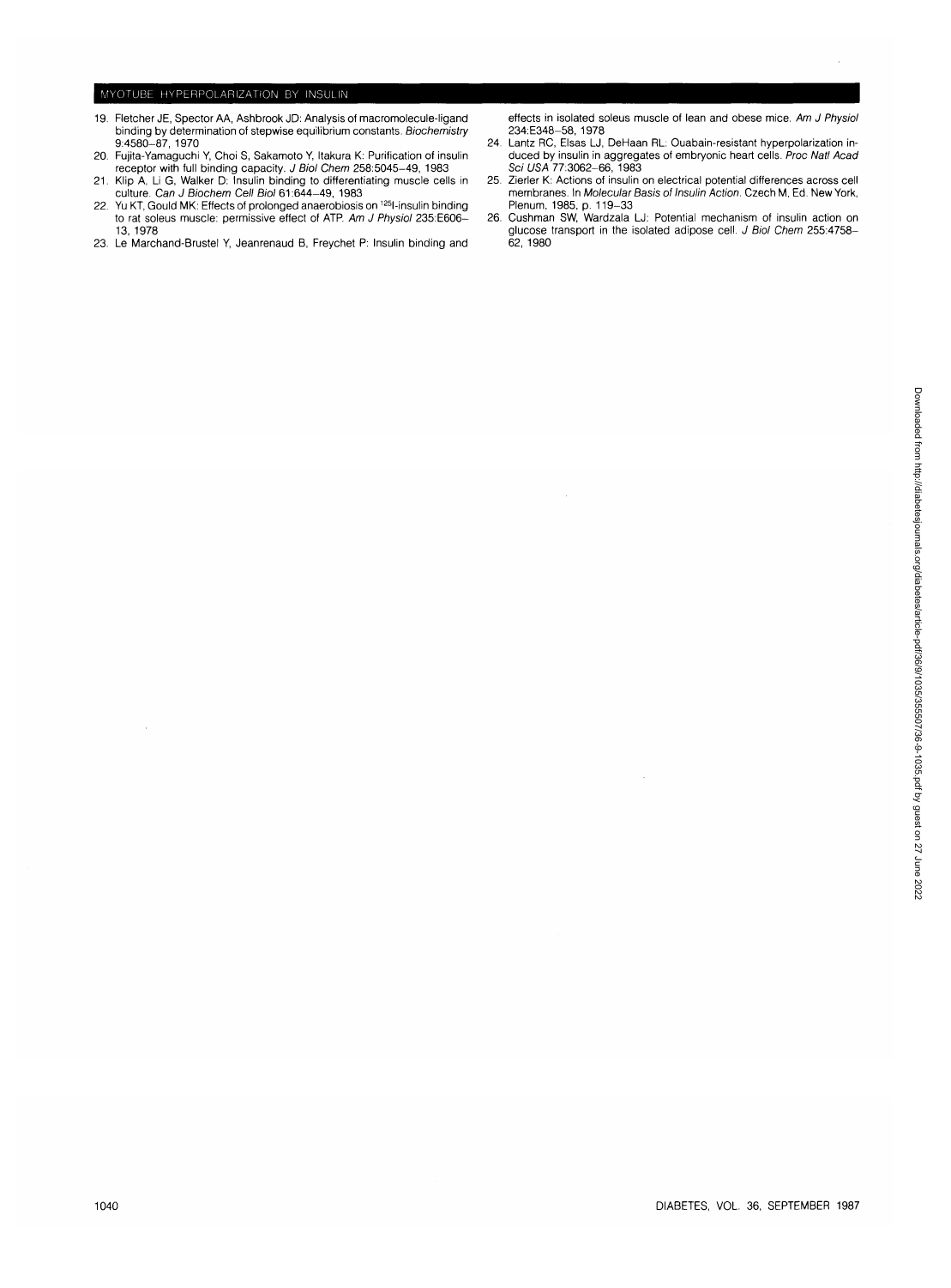19. Fletcher JE, Spector AA, Ashbrook JD: Analysis of macromolecule-ligand binding by determination of stepwise equilibrium constants. *Biochemistry* 9:4580–87, 1970
20. Fujita-Yamaguchi Y, Choi S, Sakamoto Y, Itakura K: Purification of insulin receptor with full binding capacity. *J Biol Chem* 258:5045–49, 1983
21. Klip A, Li G, Walker D: Insulin binding to differentiating muscle cells in culture. *Can J Biochem Cell Biol* 61:644–49, 1983
22. Yu KT, Gould MK: Effects of prolonged anaerobiosis on $^{125}$I-insulin binding to rat soleus muscle: permissive effect of ATP. *Am J Physiol* 235:E606–13, 1978
23. Le Marchand-Brustel Y, Jeanrenaud B, Freychet P: Insulin binding and effects in isolated soleus muscle of lean and obese mice. *Am J Physiol* 234:E348–58, 1978
24. Lantz RC, Elsas LJ, DeHaan RL: Ouabain-resistant hyperpolarization induced by insulin in aggregates of embryonic heart cells. *Proc Natl Acad Sci USA* 77:3062–66, 1983
25. Zierler K: Actions of insulin on electrical potential differences across cell membranes. In *Molecular Basis of Insulin Action*. Czech M, Ed. New York, Plenum, 1985, p. 119–33
26. Cushman SW, Wardzala LJ: Potential mechanism of insulin action on glucose transport in the isolated adipose cell. *J Biol Chem* 255:4758–62, 1980